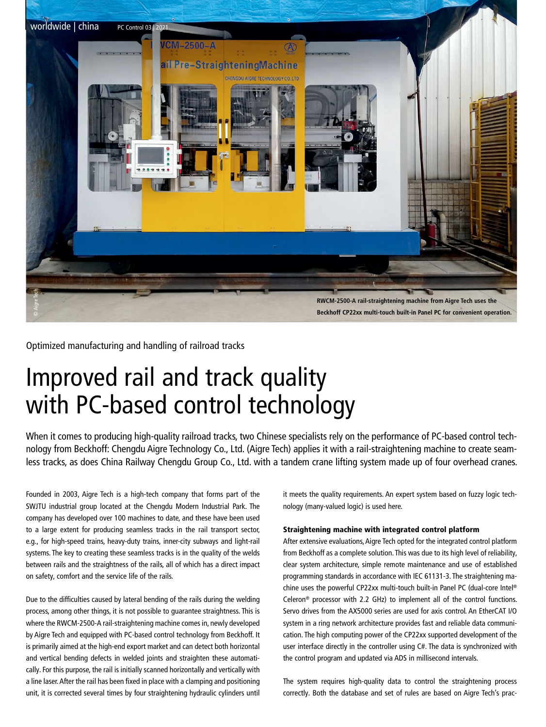RWCM-2500-A rail-straightening machine from Aigre Tech uses the Beckhoff CP22xx multi-touch built-in Panel PC for convenient operation.

Optimized manufacturing and handling of railroad tracks

# Improved rail and track quality with PC-based control technology

When it comes to producing high-quality railroad tracks, two Chinese specialists rely on the performance of PC-based control technology from Beckhoff: Chengdu Aigre Technology Co., Ltd. (Aigre Tech) applies it with a rail-straightening machine to create seamless tracks, as does China Railway Chengdu Group Co., Ltd. with a tandem crane lifting system made up of four overhead cranes.

Founded in 2003, Aigre Tech is a high-tech company that forms part of the SWJTU industrial group located at the Chengdu Modern Industrial Park. The company has developed over 100 machines to date, and these have been used to a large extent for producing seamless tracks in the rail transport sector, e.g., for high-speed trains, heavy-duty trains, inner-city subways and light-rail systems. The key to creating these seamless tracks is in the quality of the welds between rails and the straightness of the rails, all of which has a direct impact on safety, comfort and the service life of the rails.

Due to the difficulties caused by lateral bending of the rails during the welding process, among other things, it is not possible to guarantee straightness. This is where the RWCM-2500-A rail-straightening machine comes in, newly developed by Aigre Tech and equipped with PC-based control technology from Beckhoff. It is primarily aimed at the high-end export market and can detect both horizontal and vertical bending defects in welded joints and straighten these automatically. For this purpose, the rail is initially scanned horizontally and vertically with a line laser. After the rail has been fixed in place with a clamping and positioning unit, it is corrected several times by four straightening hydraulic cylinders until it meets the quality requirements. An expert system based on fuzzy logic technology (many-valued logic) is used here.

### Straightening machine with integrated control platform

After extensive evaluations, Aigre Tech opted for the integrated control platform from Beckhoff as a complete solution. This was due to its high level of reliability, clear system architecture, simple remote maintenance and use of established programming standards in accordance with IEC 61131-3. The straightening machine uses the powerful CP22xx multi-touch built-in Panel PC (dual-core Intel® Celeron® processor with 2.2 GHz) to implement all of the control functions. Servo drives from the AX5000 series are used for axis control. An EtherCAT I/O system in a ring network architecture provides fast and reliable data communication. The high computing power of the CP22xx supported development of the user interface directly in the controller using C#. The data is synchronized with the control program and updated via ADS in millisecond intervals.

The system requires high-quality data to control the straightening process correctly. Both the database and set of rules are based on Aigre Tech's prac-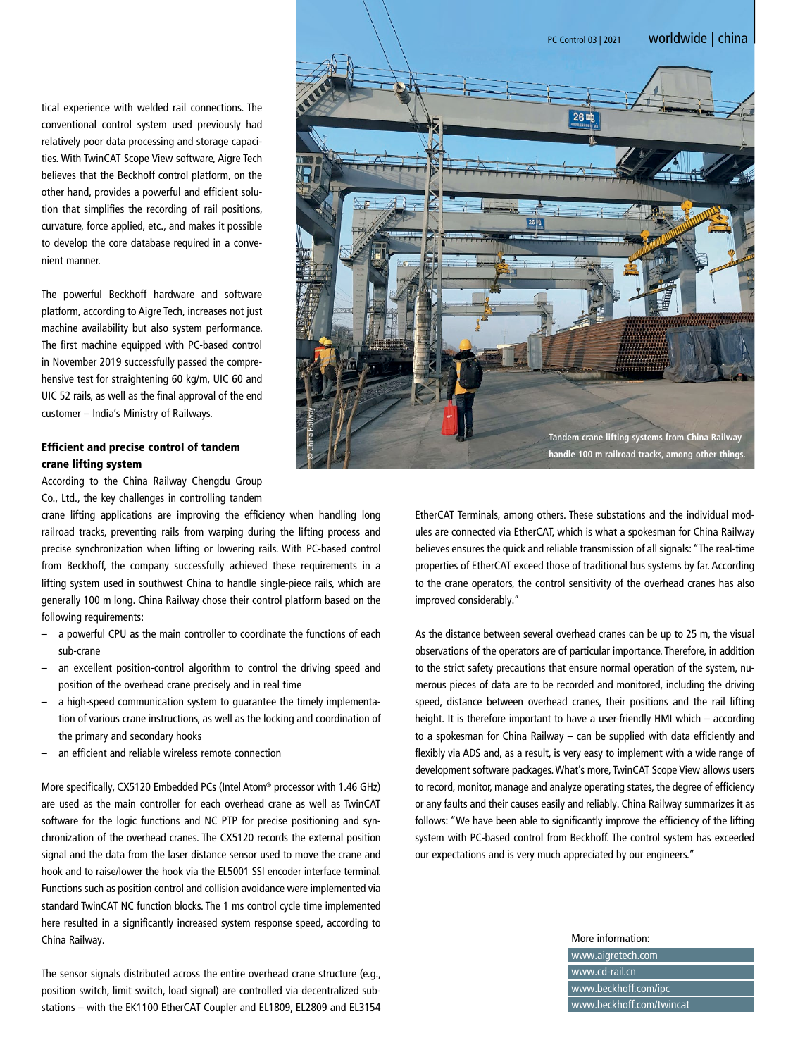tical experience with welded rail connections. The conventional control system used previously had relatively poor data processing and storage capacities. With TwinCAT Scope View software, Aigre Tech believes that the Beckhoff control platform, on the other hand, provides a powerful and efficient solution that simplifies the recording of rail positions, curvature, force applied, etc., and makes it possible to develop the core database required in a convenient manner.

The powerful Beckhoff hardware and software platform, according to Aigre Tech, increases not just machine availability but also system performance. The first machine equipped with PC-based control in November 2019 successfully passed the comprehensive test for straightening 60 kg/m, UIC 60 and UIC 52 rails, as well as the final approval of the end customer – India's Ministry of Railways.

Tandem crane lifting systems from China Railway handle 100 m railroad tracks, among other things.

© China Railway

### Efficient and precise control of tandem crane lifting system

According to the China Railway Chengdu Group Co., Ltd., the key challenges in controlling tandem crane lifting applications are improving the efficiency when handling long railroad tracks, preventing rails from warping during the lifting process and precise synchronization when lifting or lowering rails. With PC-based control from Beckhoff, the company successfully achieved these requirements in a lifting system used in southwest China to handle single-piece rails, which are generally 100 m long. China Railway chose their control platform based on the following requirements:

- a powerful CPU as the main controller to coordinate the functions of each sub-crane
- an excellent position-control algorithm to control the driving speed and position of the overhead crane precisely and in real time
- a high-speed communication system to guarantee the timely implementation of various crane instructions, as well as the locking and coordination of the primary and secondary hooks
- an efficient and reliable wireless remote connection

More specifically, CX5120 Embedded PCs (Intel Atom® processor with 1.46 GHz) are used as the main controller for each overhead crane as well as TwinCAT software for the logic functions and NC PTP for precise positioning and synchronization of the overhead cranes. The CX5120 records the external position signal and the data from the laser distance sensor used to move the crane and hook and to raise/lower the hook via the EL5001 SSI encoder interface terminal. Functions such as position control and collision avoidance were implemented via standard TwinCAT NC function blocks. The 1 ms control cycle time implemented here resulted in a significantly increased system response speed, according to China Railway.

The sensor signals distributed across the entire overhead crane structure (e.g., position switch, limit switch, load signal) are controlled via decentralized substations – with the EK1100 EtherCAT Coupler and EL1809, EL2809 and EL3154 EtherCAT Terminals, among others. These substations and the individual modules are connected via EtherCAT, which is what a spokesman for China Railway believes ensures the quick and reliable transmission of all signals: "The real-time properties of EtherCAT exceed those of traditional bus systems by far. According to the crane operators, the control sensitivity of the overhead cranes has also improved considerably."

As the distance between several overhead cranes can be up to 25 m, the visual observations of the operators are of particular importance. Therefore, in addition to the strict safety precautions that ensure normal operation of the system, numerous pieces of data are to be recorded and monitored, including the driving speed, distance between overhead cranes, their positions and the rail lifting height. It is therefore important to have a user-friendly HMI which – according to a spokesman for China Railway – can be supplied with data efficiently and flexibly via ADS and, as a result, is very easy to implement with a wide range of development software packages. What's more, TwinCAT Scope View allows users to record, monitor, manage and analyze operating states, the degree of efficiency or any faults and their causes easily and reliably. China Railway summarizes it as follows: "We have been able to significantly improve the efficiency of the lifting system with PC-based control from Beckhoff. The control system has exceeded our expectations and is very much appreciated by our engineers."

More information:
www.aigretech.com
www.cd-rail.cn
www.beckhoff.com/ipc
www.beckhoff.com/twincat